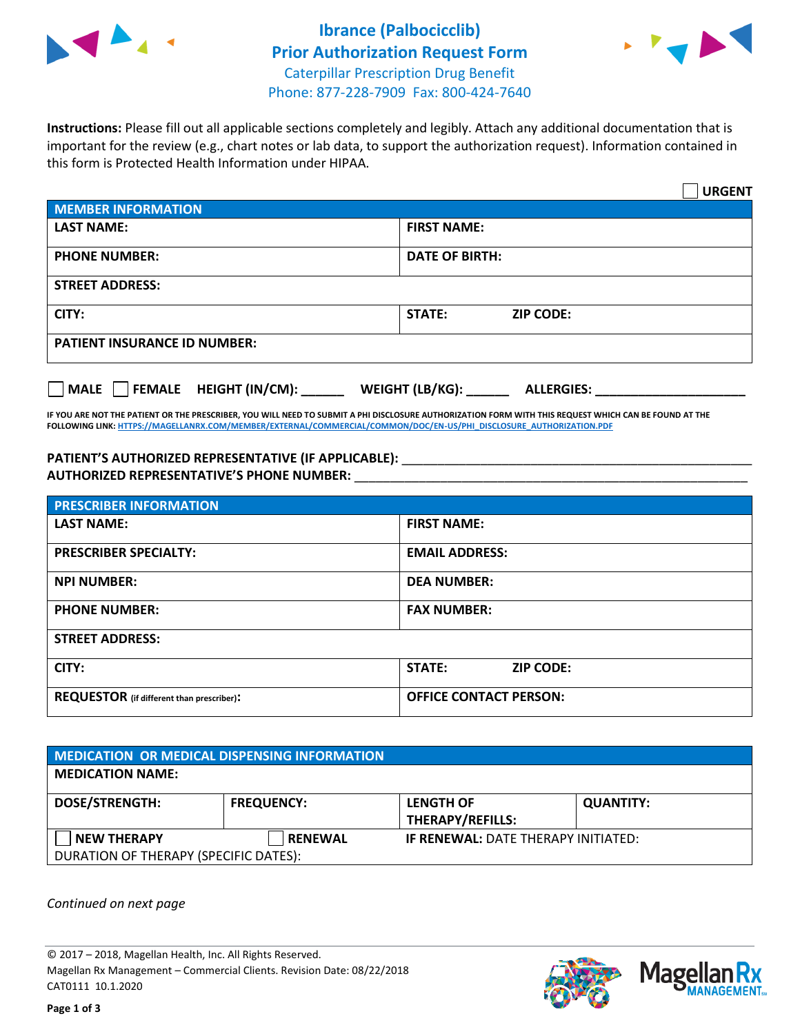# Ibrance (Palbociclib) Prior Authorization Request Form

Caterpillar Prescription Drug Benefit
Phone: 877-228-7909 Fax: 800-424-7640

**Instructions:** Please fill out all applicable sections completely and legibly. Attach any additional documentation that is important for the review (e.g., chart notes or lab data, to support the authorization request). Information contained in this form is Protected Health Information under HIPAA.

☐ **URGENT**

| **MEMBER INFORMATION** | |
|---|---|
| **LAST NAME:** | **FIRST NAME:** |
| **PHONE NUMBER:** | **DATE OF BIRTH:** |
| **STREET ADDRESS:** | |
| **CITY:** | **STATE:** **ZIP CODE:** |
| **PATIENT INSURANCE ID NUMBER:** | |

☐ **MALE** ☐ **FEMALE** **HEIGHT (IN/CM):** ______ **WEIGHT (LB/KG):** ______ **ALLERGIES:** ____________________

**IF YOU ARE NOT THE PATIENT OR THE PRESCRIBER, YOU WILL NEED TO SUBMIT A PHI DISCLOSURE AUTHORIZATION FORM WITH THIS REQUEST WHICH CAN BE FOUND AT THE FOLLOWING LINK: HTTPS://MAGELLANRX.COM/MEMBER/EXTERNAL/COMMERCIAL/COMMON/DOC/EN-US/PHI_DISCLOSURE_AUTHORIZATION.PDF**

**PATIENT'S AUTHORIZED REPRESENTATIVE (IF APPLICABLE):** ____________________
**AUTHORIZED REPRESENTATIVE'S PHONE NUMBER:** ____________________

| **PRESCRIBER INFORMATION** | |
|---|---|
| **LAST NAME:** | **FIRST NAME:** |
| **PRESCRIBER SPECIALTY:** | **EMAIL ADDRESS:** |
| **NPI NUMBER:** | **DEA NUMBER:** |
| **PHONE NUMBER:** | **FAX NUMBER:** |
| **STREET ADDRESS:** | |
| **CITY:** | **STATE:** **ZIP CODE:** |
| **REQUESTOR** (if different than prescriber)**:** | **OFFICE CONTACT PERSON:** |

| **MEDICATION OR MEDICAL DISPENSING INFORMATION** | | | |
|---|---|---|---|
| **MEDICATION NAME:** | | | |
| **DOSE/STRENGTH:** | **FREQUENCY:** | **LENGTH OF THERAPY/REFILLS:** | **QUANTITY:** |
| ☐ **NEW THERAPY** | ☐ **RENEWAL** | **IF RENEWAL:** DATE THERAPY INITIATED: | |
| DURATION OF THERAPY (SPECIFIC DATES): | | | |

*Continued on next page*

© 2017 – 2018, Magellan Health, Inc. All Rights Reserved.
Magellan Rx Management – Commercial Clients. Revision Date: 08/22/2018
CAT0111 10.1.2020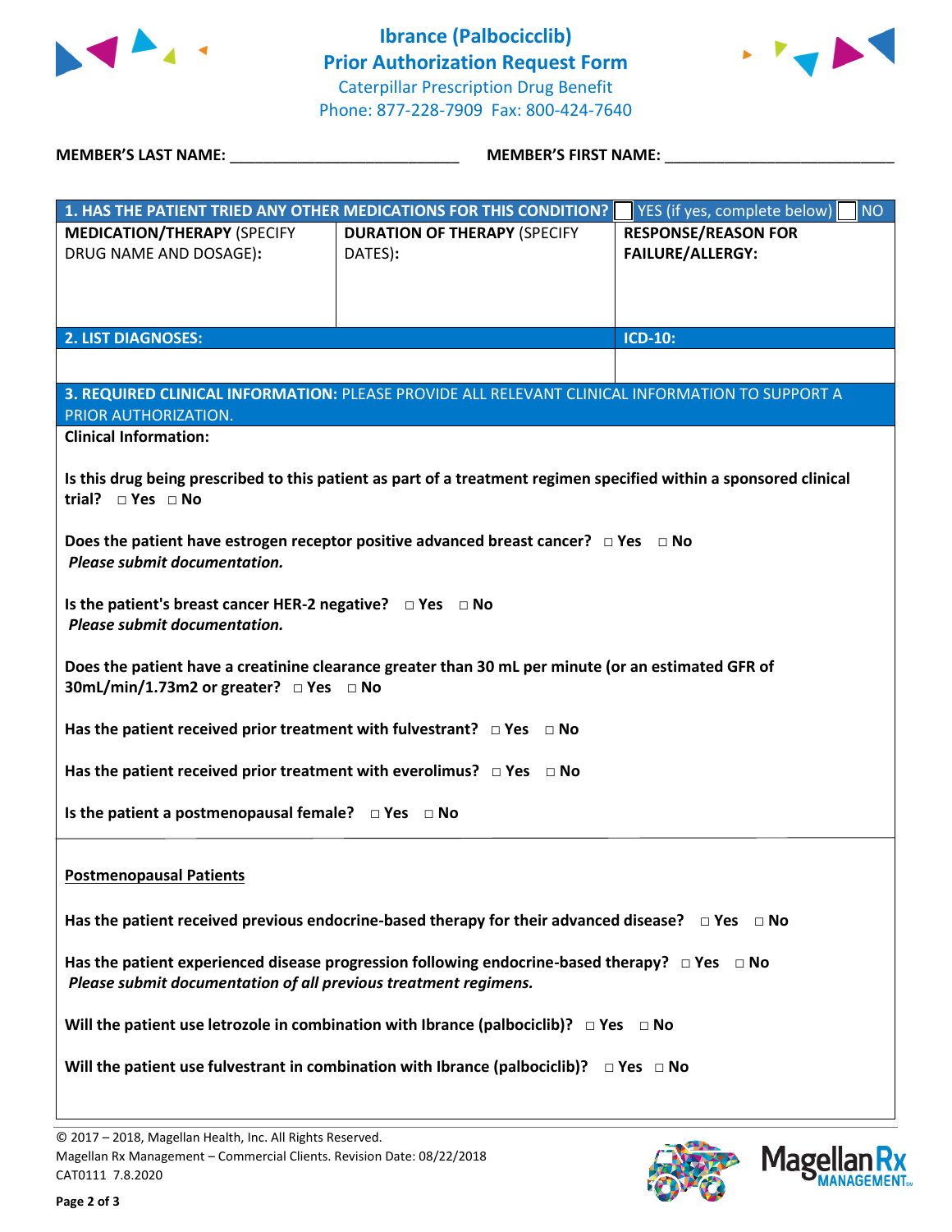# Ibrance (Palbociclib) Prior Authorization Request Form

Caterpillar Prescription Drug Benefit
Phone: 877-228-7909 Fax: 800-424-7640

**MEMBER'S LAST NAME:** ___________________________ **MEMBER'S FIRST NAME:** ___________________________

| 1. HAS THE PATIENT TRIED ANY OTHER MEDICATIONS FOR THIS CONDITION? ☐ YES (if yes, complete below) ☐ NO | | |
|---|---|---|
| **MEDICATION/THERAPY** (SPECIFY DRUG NAME AND DOSAGE): | **DURATION OF THERAPY** (SPECIFY DATES): | **RESPONSE/REASON FOR FAILURE/ALLERGY:** |
| | | |

| 2. LIST DIAGNOSES: | ICD-10: |
|---|---|
| | |

**3. REQUIRED CLINICAL INFORMATION:** PLEASE PROVIDE ALL RELEVANT CLINICAL INFORMATION TO SUPPORT A PRIOR AUTHORIZATION.

**Clinical Information:**

**Is this drug being prescribed to this patient as part of a treatment regimen specified within a sponsored clinical trial?** □ Yes □ No

**Does the patient have estrogen receptor positive advanced breast cancer?** □ Yes □ No
***Please submit documentation.***

**Is the patient's breast cancer HER-2 negative?** □ Yes □ No
***Please submit documentation.***

**Does the patient have a creatinine clearance greater than 30 mL per minute (or an estimated GFR of 30mL/min/1.73m2 or greater?** □ Yes □ No

**Has the patient received prior treatment with fulvestrant?** □ Yes □ No

**Has the patient received prior treatment with everolimus?** □ Yes □ No

**Is the patient a postmenopausal female?** □ Yes □ No

**Postmenopausal Patients**

**Has the patient received previous endocrine-based therapy for their advanced disease?** □ Yes □ No

**Has the patient experienced disease progression following endocrine-based therapy?** □ Yes □ No
***Please submit documentation of all previous treatment regimens.***

**Will the patient use letrozole in combination with Ibrance (palbociclib)?** □ Yes □ No

**Will the patient use fulvestrant in combination with Ibrance (palbociclib)?** □ Yes □ No

© 2017 – 2018, Magellan Health, Inc. All Rights Reserved.
Magellan Rx Management – Commercial Clients. Revision Date: 08/22/2018
CAT0111 7.8.2020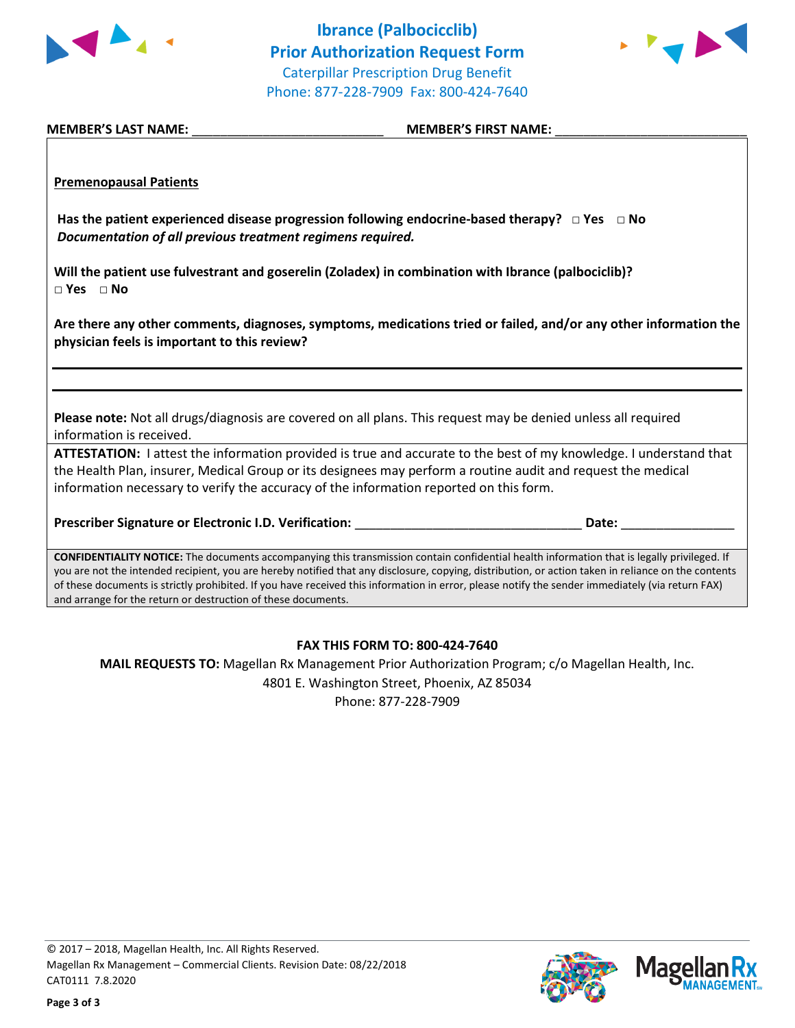# Ibrance (Palbocicclib)
## Prior Authorization Request Form

Caterpillar Prescription Drug Benefit
Phone: 877-228-7909 Fax: 800-424-7640

**MEMBER'S LAST NAME:** ____________________________ **MEMBER'S FIRST NAME:** ___________________________

**Premenopausal Patients**

**Has the patient experienced disease progression following endocrine-based therapy?** □ **Yes** □ **No**
***Documentation of all previous treatment regimens required.***

**Will the patient use fulvestrant and goserelin (Zoladex) in combination with Ibrance (palbociclib)?**
□ **Yes** □ **No**

**Are there any other comments, diagnoses, symptoms, medications tried or failed, and/or any other information the physician feels is important to this review?**

___________________________________________________________________________

___________________________________________________________________________

**Please note:** Not all drugs/diagnosis are covered on all plans. This request may be denied unless all required information is received.

**ATTESTATION:** I attest the information provided is true and accurate to the best of my knowledge. I understand that the Health Plan, insurer, Medical Group or its designees may perform a routine audit and request the medical information necessary to verify the accuracy of the information reported on this form.

**Prescriber Signature or Electronic I.D. Verification:** ________________________________ **Date:** ________________

**CONFIDENTIALITY NOTICE:** The documents accompanying this transmission contain confidential health information that is legally privileged. If you are not the intended recipient, you are hereby notified that any disclosure, copying, distribution, or action taken in reliance on the contents of these documents is strictly prohibited. If you have received this information in error, please notify the sender immediately (via return FAX) and arrange for the return or destruction of these documents.

**FAX THIS FORM TO: 800-424-7640**

**MAIL REQUESTS TO:** Magellan Rx Management Prior Authorization Program; c/o Magellan Health, Inc.
4801 E. Washington Street, Phoenix, AZ 85034
Phone: 877-228-7909

© 2017 – 2018, Magellan Health, Inc. All Rights Reserved.
Magellan Rx Management – Commercial Clients. Revision Date: 08/22/2018
CAT0111 7.8.2020